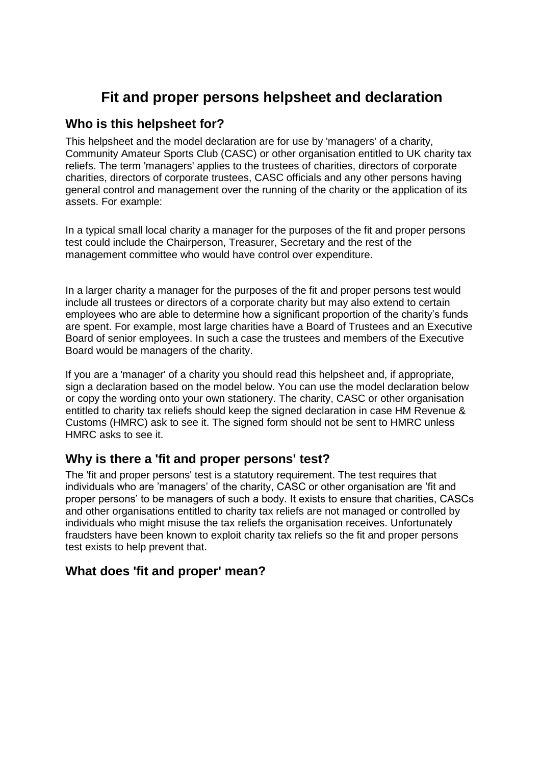# Fit and proper persons helpsheet and declaration

## Who is this helpsheet for?

This helpsheet and the model declaration are for use by 'managers' of a charity, Community Amateur Sports Club (CASC) or other organisation entitled to UK charity tax reliefs. The term 'managers' applies to the trustees of charities, directors of corporate charities, directors of corporate trustees, CASC officials and any other persons having general control and management over the running of the charity or the application of its assets. For example:

In a typical small local charity a manager for the purposes of the fit and proper persons test could include the Chairperson, Treasurer, Secretary and the rest of the management committee who would have control over expenditure.

In a larger charity a manager for the purposes of the fit and proper persons test would include all trustees or directors of a corporate charity but may also extend to certain employees who are able to determine how a significant proportion of the charity's funds are spent. For example, most large charities have a Board of Trustees and an Executive Board of senior employees. In such a case the trustees and members of the Executive Board would be managers of the charity.

If you are a 'manager' of a charity you should read this helpsheet and, if appropriate, sign a declaration based on the model below. You can use the model declaration below or copy the wording onto your own stationery. The charity, CASC or other organisation entitled to charity tax reliefs should keep the signed declaration in case HM Revenue & Customs (HMRC) ask to see it. The signed form should not be sent to HMRC unless HMRC asks to see it.

## Why is there a 'fit and proper persons' test?

The 'fit and proper persons' test is a statutory requirement. The test requires that individuals who are 'managers' of the charity, CASC or other organisation are 'fit and proper persons' to be managers of such a body. It exists to ensure that charities, CASCs and other organisations entitled to charity tax reliefs are not managed or controlled by individuals who might misuse the tax reliefs the organisation receives. Unfortunately fraudsters have been known to exploit charity tax reliefs so the fit and proper persons test exists to help prevent that.

## What does 'fit and proper' mean?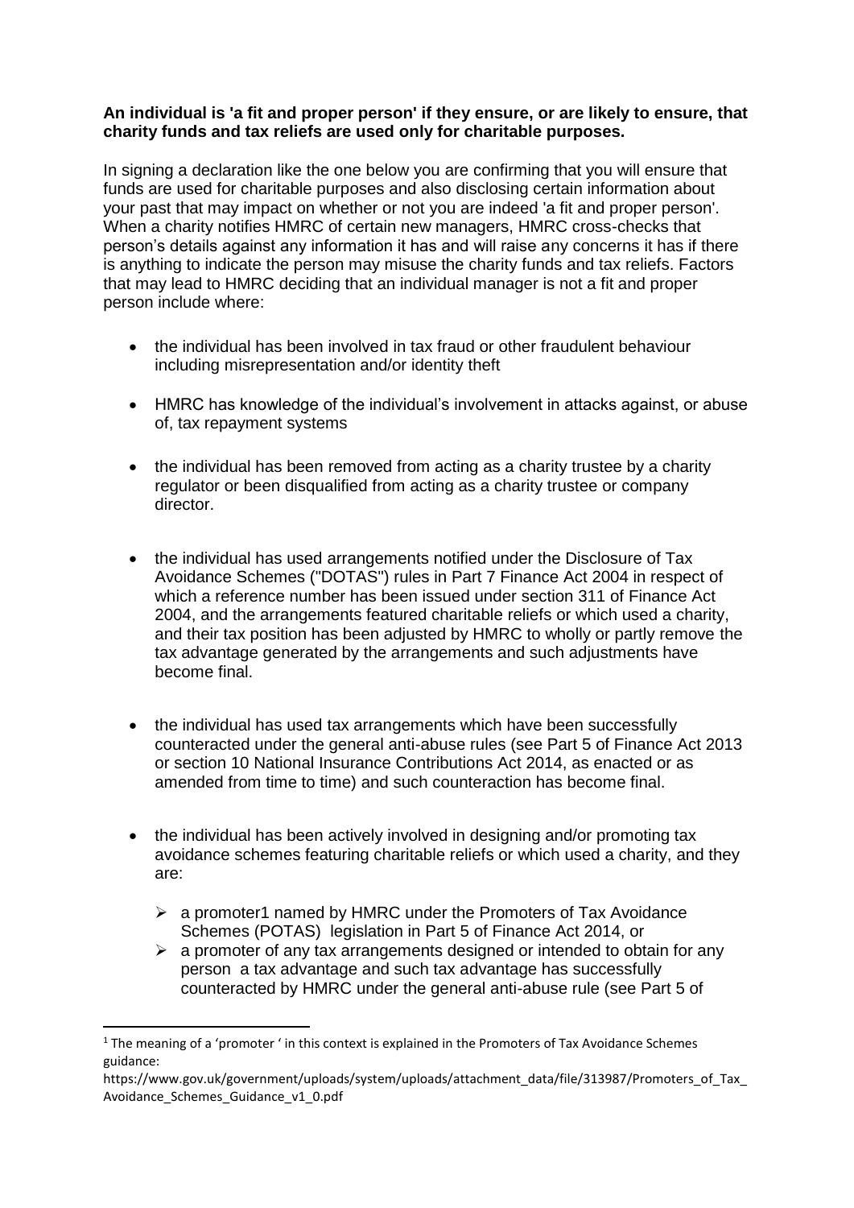**An individual is 'a fit and proper person' if they ensure, or are likely to ensure, that charity funds and tax reliefs are used only for charitable purposes.**

In signing a declaration like the one below you are confirming that you will ensure that funds are used for charitable purposes and also disclosing certain information about your past that may impact on whether or not you are indeed 'a fit and proper person'. When a charity notifies HMRC of certain new managers, HMRC cross-checks that person's details against any information it has and will raise any concerns it has if there is anything to indicate the person may misuse the charity funds and tax reliefs. Factors that may lead to HMRC deciding that an individual manager is not a fit and proper person include where:

- the individual has been involved in tax fraud or other fraudulent behaviour including misrepresentation and/or identity theft

- HMRC has knowledge of the individual's involvement in attacks against, or abuse of, tax repayment systems

- the individual has been removed from acting as a charity trustee by a charity regulator or been disqualified from acting as a charity trustee or company director.

- the individual has used arrangements notified under the Disclosure of Tax Avoidance Schemes ("DOTAS") rules in Part 7 Finance Act 2004 in respect of which a reference number has been issued under section 311 of Finance Act 2004, and the arrangements featured charitable reliefs or which used a charity, and their tax position has been adjusted by HMRC to wholly or partly remove the tax advantage generated by the arrangements and such adjustments have become final.

- the individual has used tax arrangements which have been successfully counteracted under the general anti-abuse rules (see Part 5 of Finance Act 2013 or section 10 National Insurance Contributions Act 2014, as enacted or as amended from time to time) and such counteraction has become final.

- the individual has been actively involved in designing and/or promoting tax avoidance schemes featuring charitable reliefs or which used a charity, and they are:
  - a promoter[1] named by HMRC under the Promoters of Tax Avoidance Schemes (POTAS) legislation in Part 5 of Finance Act 2014, or
  - a promoter of any tax arrangements designed or intended to obtain for any person a tax advantage and such tax advantage has successfully counteracted by HMRC under the general anti-abuse rule (see Part 5 of

[1] The meaning of a 'promoter ' in this context is explained in the Promoters of Tax Avoidance Schemes guidance: https://www.gov.uk/government/uploads/system/uploads/attachment_data/file/313987/Promoters_of_Tax_Avoidance_Schemes_Guidance_v1_0.pdf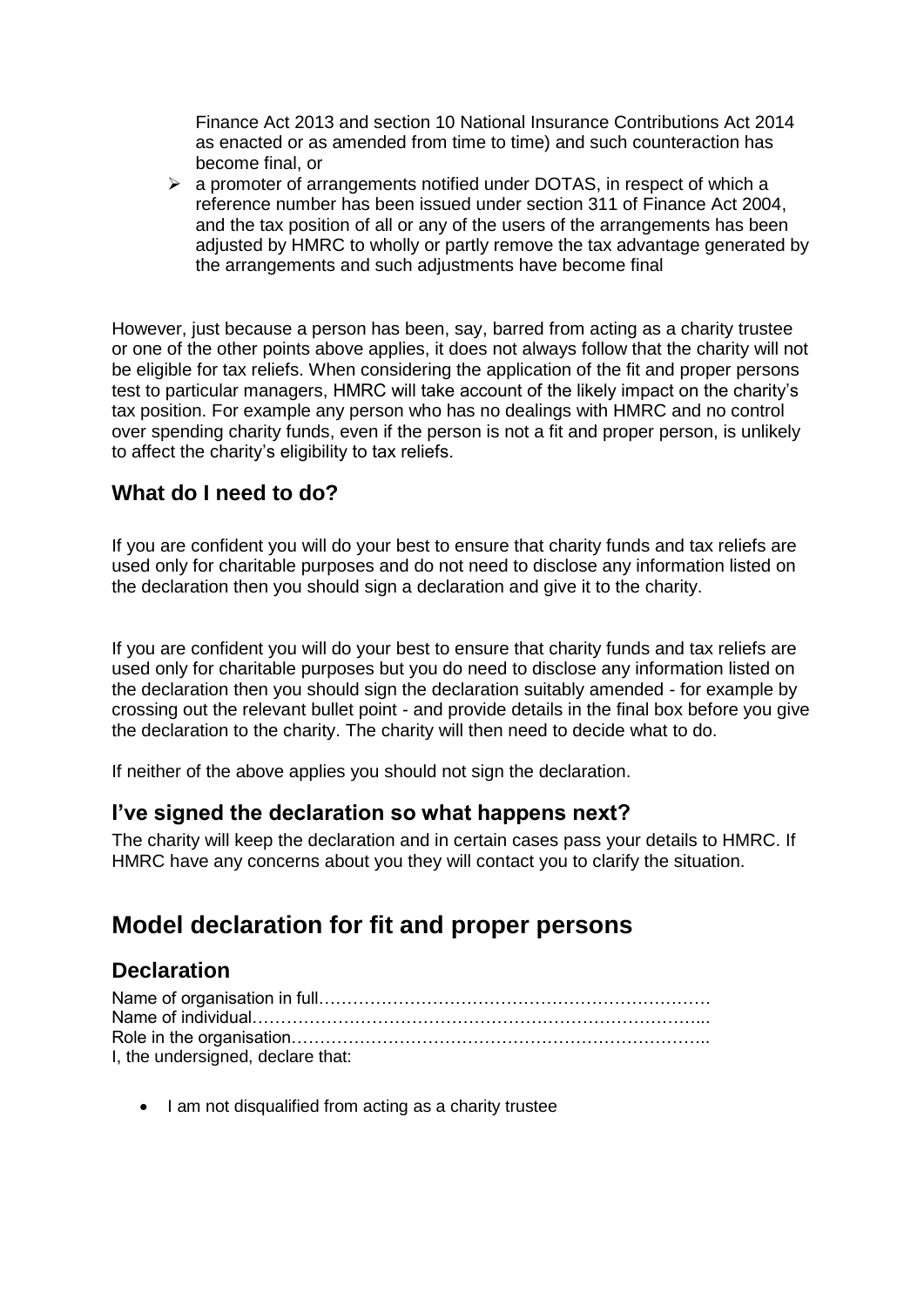Finance Act 2013 and section 10 National Insurance Contributions Act 2014 as enacted or as amended from time to time) and such counteraction has become final, or

- a promoter of arrangements notified under DOTAS, in respect of which a reference number has been issued under section 311 of Finance Act 2004, and the tax position of all or any of the users of the arrangements has been adjusted by HMRC to wholly or partly remove the tax advantage generated by the arrangements and such adjustments have become final

However, just because a person has been, say, barred from acting as a charity trustee or one of the other points above applies, it does not always follow that the charity will not be eligible for tax reliefs. When considering the application of the fit and proper persons test to particular managers, HMRC will take account of the likely impact on the charity's tax position. For example any person who has no dealings with HMRC and no control over spending charity funds, even if the person is not a fit and proper person, is unlikely to affect the charity's eligibility to tax reliefs.

## What do I need to do?

If you are confident you will do your best to ensure that charity funds and tax reliefs are used only for charitable purposes and do not need to disclose any information listed on the declaration then you should sign a declaration and give it to the charity.

If you are confident you will do your best to ensure that charity funds and tax reliefs are used only for charitable purposes but you do need to disclose any information listed on the declaration then you should sign the declaration suitably amended - for example by crossing out the relevant bullet point - and provide details in the final box before you give the declaration to the charity. The charity will then need to decide what to do.

If neither of the above applies you should not sign the declaration.

## I've signed the declaration so what happens next?

The charity will keep the declaration and in certain cases pass your details to HMRC. If HMRC have any concerns about you they will contact you to clarify the situation.

# Model declaration for fit and proper persons

## Declaration

Name of organisation in full……………………………………………………………
Name of individual…………………………………………………………………...
Role in the organisation………………………………………………………………..
I, the undersigned, declare that:

- I am not disqualified from acting as a charity trustee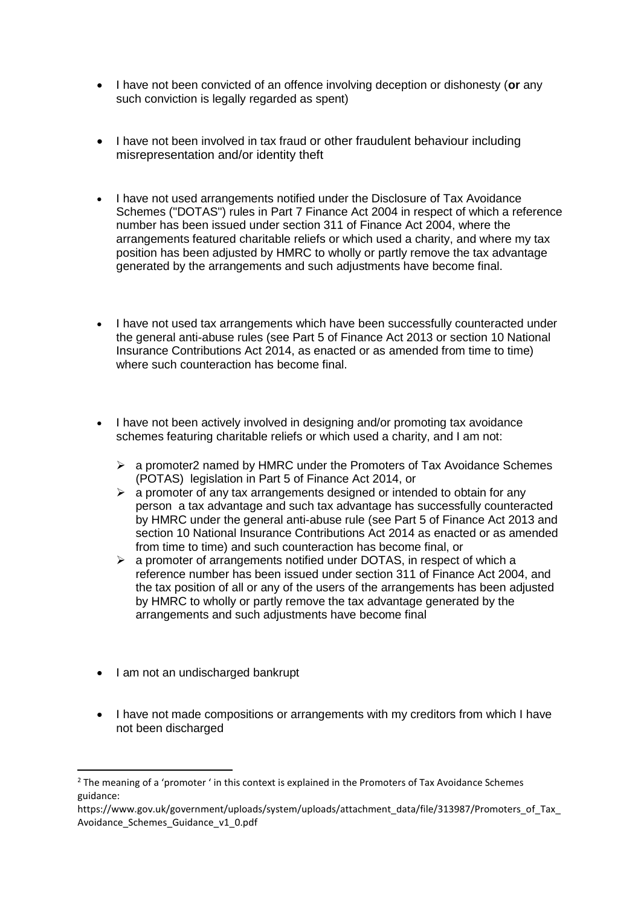- I have not been convicted of an offence involving deception or dishonesty (**or** any such conviction is legally regarded as spent)

- I have not been involved in tax fraud or other fraudulent behaviour including misrepresentation and/or identity theft

- I have not used arrangements notified under the Disclosure of Tax Avoidance Schemes ("DOTAS") rules in Part 7 Finance Act 2004 in respect of which a reference number has been issued under section 311 of Finance Act 2004, where the arrangements featured charitable reliefs or which used a charity, and where my tax position has been adjusted by HMRC to wholly or partly remove the tax advantage generated by the arrangements and such adjustments have become final.

- I have not used tax arrangements which have been successfully counteracted under the general anti-abuse rules (see Part 5 of Finance Act 2013 or section 10 National Insurance Contributions Act 2014, as enacted or as amended from time to time) where such counteraction has become final.

- I have not been actively involved in designing and/or promoting tax avoidance schemes featuring charitable reliefs or which used a charity, and I am not:
  - a promoter[2] named by HMRC under the Promoters of Tax Avoidance Schemes (POTAS) legislation in Part 5 of Finance Act 2014, or
  - a promoter of any tax arrangements designed or intended to obtain for any person a tax advantage and such tax advantage has successfully counteracted by HMRC under the general anti-abuse rule (see Part 5 of Finance Act 2013 and section 10 National Insurance Contributions Act 2014 as enacted or as amended from time to time) and such counteraction has become final, or
  - a promoter of arrangements notified under DOTAS, in respect of which a reference number has been issued under section 311 of Finance Act 2004, and the tax position of all or any of the users of the arrangements has been adjusted by HMRC to wholly or partly remove the tax advantage generated by the arrangements and such adjustments have become final

- I am not an undischarged bankrupt

- I have not made compositions or arrangements with my creditors from which I have not been discharged

---

[2] The meaning of a 'promoter ' in this context is explained in the Promoters of Tax Avoidance Schemes guidance:
https://www.gov.uk/government/uploads/system/uploads/attachment_data/file/313987/Promoters_of_Tax_Avoidance_Schemes_Guidance_v1_0.pdf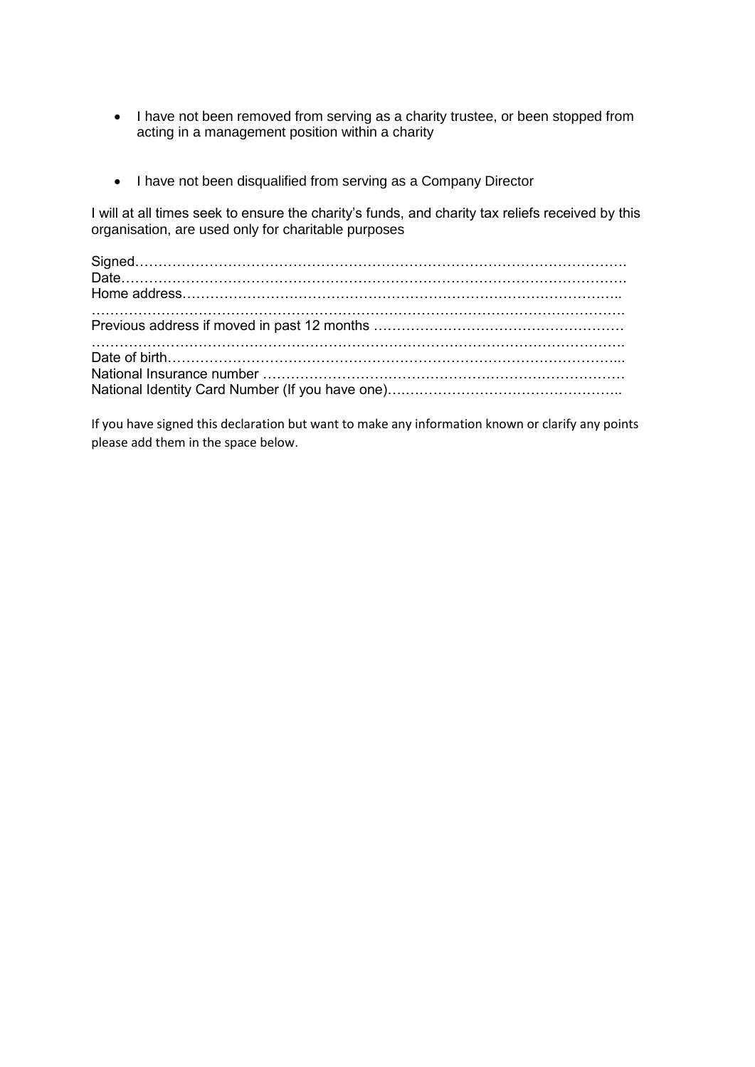- I have not been removed from serving as a charity trustee, or been stopped from acting in a management position within a charity

- I have not been disqualified from serving as a Company Director

I will at all times seek to ensure the charity's funds, and charity tax reliefs received by this organisation, are used only for charitable purposes

Signed……………………………………………………………………………………………
Date……………………………………………………………………………………………
Home address……………………………………………………………………………………
……………………………………………………………………………………………………
Previous address if moved in past 12 months ………………………………………………
……………………………………………………………………………………………………
Date of birth……………………………………………………………………………………
National Insurance number ……………………………………………………………………
National Identity Card Number (If you have one)…………………………………………..

If you have signed this declaration but want to make any information known or clarify any points please add them in the space below.